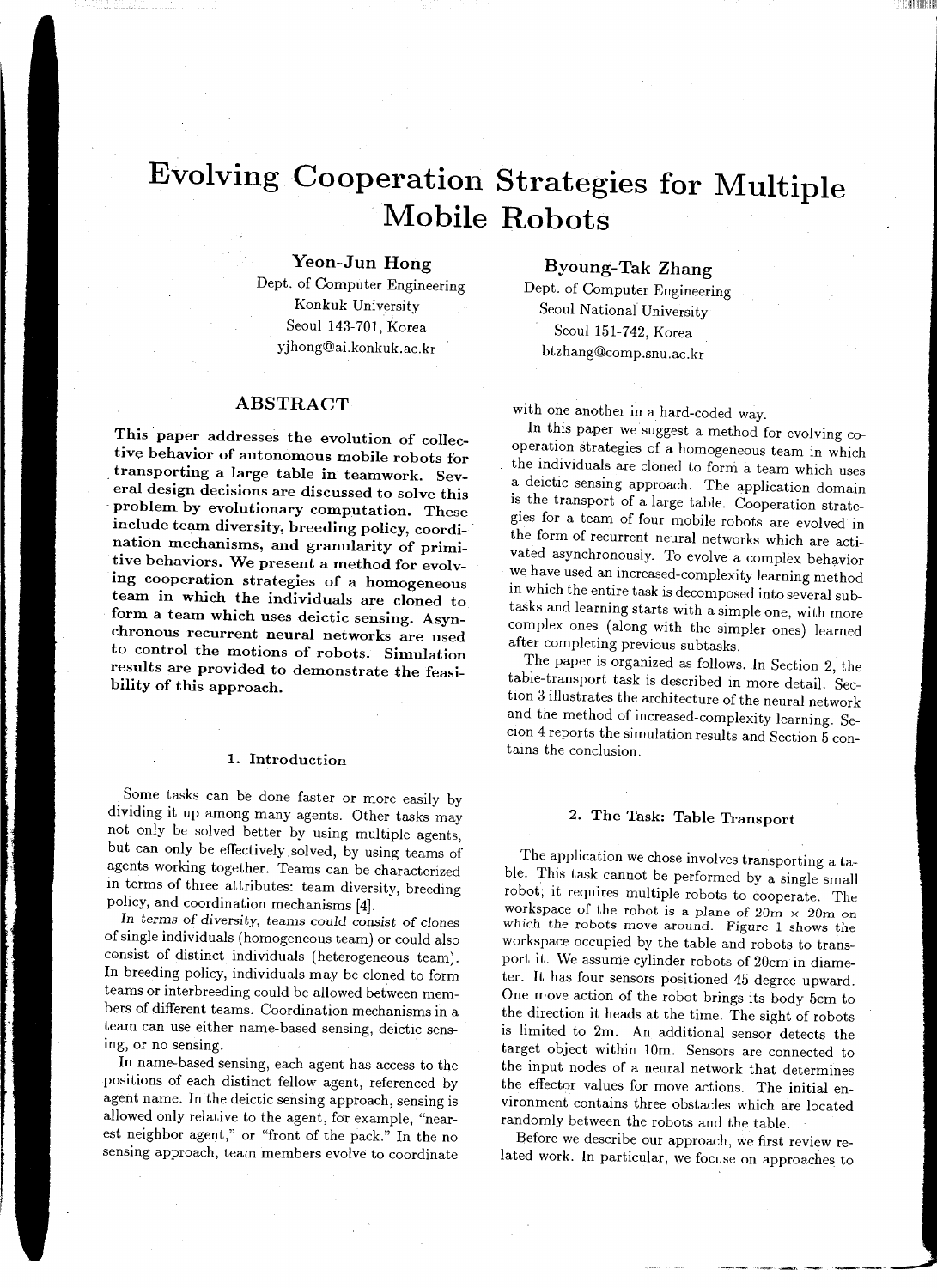# Evolving Cooperation Strategies for Multiple Mobile Robots

**Yeon-Jun Hong**
Dept. of Computer Engineering
Konkuk University
Seoul 143-701, Korea
yjhong@ai.konkuk.ac.kr

**Byoung-Tak Zhang**
Dept. of Computer Engineering
Seoul National University
Seoul 151-742, Korea
btzhang@comp.snu.ac.kr

## ABSTRACT

**This paper addresses the evolution of collective behavior of autonomous mobile robots for transporting a large table in teamwork. Several design decisions are discussed to solve this problem by evolutionary computation. These include team diversity, breeding policy, coordination mechanisms, and granularity of primitive behaviors. We present a method for evolving cooperation strategies of a homogeneous team in which the individuals are cloned to form a team which uses deictic sensing. Asynchronous recurrent neural networks are used to control the motions of robots. Simulation results are provided to demonstrate the feasibility of this approach.**

## 1. Introduction

Some tasks can be done faster or more easily by dividing it up among many agents. Other tasks may not only be solved better by using multiple agents, but can only be effectively solved, by using teams of agents working together. Teams can be characterized in terms of three attributes: team diversity, breeding policy, and coordination mechanisms [4].

In terms of diversity, teams could consist of clones of single individuals (homogeneous team) or could also consist of distinct individuals (heterogeneous team). In breeding policy, individuals may be cloned to form teams or interbreeding could be allowed between members of different teams. Coordination mechanisms in a team can use either name-based sensing, deictic sensing, or no sensing.

In name-based sensing, each agent has access to the positions of each distinct fellow agent, referenced by agent name. In the deictic sensing approach, sensing is allowed only relative to the agent, for example, "nearest neighbor agent," or "front of the pack." In the no sensing approach, team members evolve to coordinate with one another in a hard-coded way.

In this paper we suggest a method for evolving cooperation strategies of a homogeneous team in which the individuals are cloned to form a team which uses a deictic sensing approach. The application domain is the transport of a large table. Cooperation strategies for a team of four mobile robots are evolved in the form of recurrent neural networks which are activated asynchronously. To evolve a complex behavior we have used an increased-complexity learning method in which the entire task is decomposed into several subtasks and learning starts with a simple one, with more complex ones (along with the simpler ones) learned after completing previous subtasks.

The paper is organized as follows. In Section 2, the table-transport task is described in more detail. Section 3 illustrates the architecture of the neural network and the method of increased-complexity learning. Section 4 reports the simulation results and Section 5 contains the conclusion.

## 2. The Task: Table Transport

The application we chose involves transporting a table. This task cannot be performed by a single small robot; it requires multiple robots to cooperate. The workspace of the robot is a plane of $20m \times 20m$ on which the robots move around. Figure 1 shows the workspace occupied by the table and robots to transport it. We assume cylinder robots of 20cm in diameter. It has four sensors positioned 45 degree upward. One move action of the robot brings its body 5cm to the direction it heads at the time. The sight of robots is limited to 2m. An additional sensor detects the target object within 10m. Sensors are connected to the input nodes of a neural network that determines the effector values for move actions. The initial environment contains three obstacles which are located randomly between the robots and the table.

Before we describe our approach, we first review related work. In particular, we focus on approaches to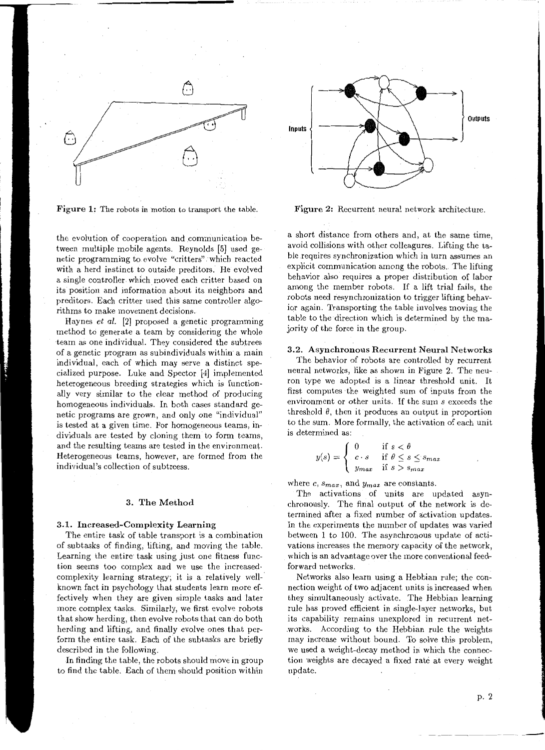Figure 1: The robots in motion to transport the table.

Figure 2: Recurrent neural network architecture.

the evolution of cooperation and communication between multiple mobile agents. Reynolds [5] used genetic programming to evolve "critters" which reacted with a herd instinct to outside preditors. He evolved a single controller which moved each critter based on its position and information about its neighbors and preditors. Each critter used this same controller algorithms to make movement decisions.

Haynes *et al.* [2] proposed a genetic programming method to generate a team by considering the whole team as one individual. They considered the subtrees of a genetic program as subindividuals within a main individual, each of which may serve a distinct specialized purpose. Luke and Spector [4] implemented heterogeneous breeding strategies which is functionally very similar to the clear method of producing homogeneous individuals. In both cases standard genetic programs are grown, and only one "individual" is tested at a given time. For homogeneous teams, individuals are tested by cloning them to form teams, and the resulting teams are tested in the environment. Heterogeneous teams, however, are formed from the individual's collection of subtreess.

## 3. The Method

### 3.1. Increased-Complexity Learning

The entire task of table transport is a combination of subtasks of finding, lifting, and moving the table. Learning the entire task using just one fitness function seems too complex and we use the increased-complexity learning strategy; it is a relatively well-known fact in psychology that students learn more effectively when they are given simple tasks and later more complex tasks. Similarly, we first evolve robots that show herding, then evolve robots that can do both herding and lifting, and finally evolve ones that perform the entire task. Each of the subtasks are briefly described in the following.

In finding the table, the robots should move in group to find the table. Each of them should position within a short distance from others and, at the same time, avoid collisions with other colleagues. Lifting the table requires synchronization which in turn assumes an explicit communication among the robots. The lifting behavior also requires a proper distribution of labor among the member robots. If a lift trial fails, the robots need resynchronization to trigger lifting behavior again. Transporting the table involves moving the table to the direction which is determined by the majority of the force in the group.

### 3.2. Asynchronous Recurrent Neural Networks

The behavior of robots are controlled by recurrent neural networks, like as shown in Figure 2. The neuron type we adopted is a linear threshold unit. It first computes the weighted sum of inputs from the environment or other units. If the sum $s$ exceeds the threshold $\theta$, then it produces an output in proportion to the sum. More formally, the activation of each unit is determined as:

$$y(s) = \begin{cases} 0 & \text{if } s < \theta \\ c \cdot s & \text{if } \theta \leq s \leq s_{max} \\ y_{max} & \text{if } s > s_{max} \end{cases}$$

where $c$, $s_{max}$, and $y_{max}$ are constants.

The activations of units are updated asynchronously. The final output of the network is determined after a fixed number of activation updates. In the experiments the number of updates was varied between 1 to 100. The asynchronous update of activations increases the memory capacity of the network, which is an advantage over the more conventional feedforward networks.

Networks also learn using a Hebbian rule; the connection weight of two adjacent units is increased when they simultaneously activate. The Hebbian learning rule has proved efficient in single-layer networks, but its capability remains unexplored in recurrent networks. According to the Hebbian rule the weights may increase without bound. To solve this problem, we used a weight-decay method in which the connection weights are decayed a fixed rate at every weight update.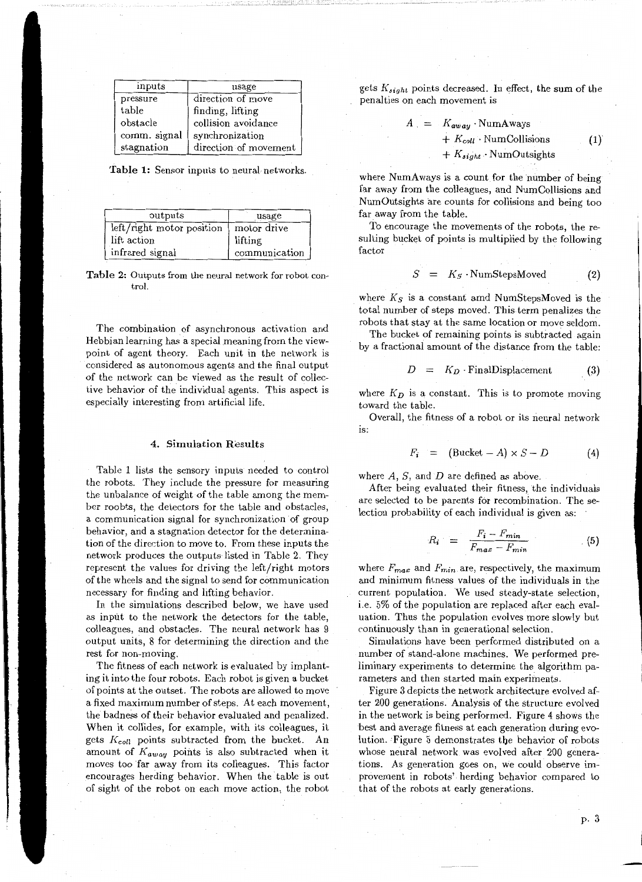| inputs | usage |
|---|---|
| pressure | direction of move |
| table | finding, lifting |
| obstacle | collision avoidance |
| comm. signal | synchronization |
| stagnation | direction of movement |

**Table 1:** Sensor inputs to neural networks.

| outputs | usage |
|---|---|
| left/right motor position | motor drive |
| lift action | lifting |
| infrared signal | communication |

**Table 2:** Outputs from the neural network for robot control.

The combination of asynchronous activation and Hebbian learning has a special meaning from the viewpoint of agent theory. Each unit in the network is considered as autonomous agents and the final output of the network can be viewed as the result of collective behavior of the individual agents. This aspect is especially interesting from artificial life.

## 4. Simulation Results

Table 1 lists the sensory inputs needed to control the robots. They include the pressure for measuring the unbalance of weight of the table among the member roobts, the detectors for the table and obstacles, a communication signal for synchronization of group behavior, and a stagnation detector for the determination of the direction to move to. From these inputs the network produces the outputs listed in Table 2. They represent the values for driving the left/right motors of the wheels and the signal to send for communication necessary for finding and lifting behavior.

In the simulations described below, we have used as input to the network the detectors for the table, colleagues, and obstacles. The neural network has 9 output units, 8 for determining the direction and the rest for non-moving.

The fitness of each network is evaluated by implanting it into the four robots. Each robot is given a bucket of points at the outset. The robots are allowed to move a fixed maximum number of steps. At each movement, the badness of their behavior evaluated and penalized. When it collides, for example, with its colleagues, it gets $K_{coll}$ points subtracted from the bucket. An amount of $K_{away}$ points is also subtracted when it moves too far away from its colleagues. This factor encourages herding behavior. When the table is out of sight of the robot on each move action, the robot gets $K_{sight}$ points decreased. In effect, the sum of the penalties on each movement is

$$A = K_{away} \cdot \text{NumAways} + K_{coll} \cdot \text{NumCollisions} + K_{sight} \cdot \text{NumOutsights} \quad (1)$$

where NumAways is a count for the number of being far away from the colleagues, and NumCollisions and NumOutsights are counts for collisions and being too far away from the table.

To encourage the movements of the robots, the resulting bucket of points is multiplied by the following factor

$$S = K_S \cdot \text{NumStepsMoved} \quad (2)$$

where $K_S$ is a constant amd NumStepsMoved is the total number of steps moved. This term penalizes the robots that stay at the same location or move seldom.

The bucket of remaining points is subtracted again by a fractional amount of the distance from the table:

$$D = K_D \cdot \text{FinalDisplacement} \quad (3)$$

where $K_D$ is a constant. This is to promote moving toward the table.

Overall, the fitness of a robot or its neural network is:

$$F_i = (\text{Bucket} - A) \times S - D \quad (4)$$

where $A$, $S$, and $D$ are defined as above.

After being evaluated their fitness, the individuals are selected to be parents for recombination. The selection probability of each individual is given as:

$$R_i = \frac{F_i - F_{min}}{F_{max} - F_{min}} \quad (5)$$

where $F_{max}$ and $F_{min}$ are, respectively, the maximum and minimum fitness values of the individuals in the current population. We used steady-state selection, i.e. 5% of the population are replaced after each evaluation. Thus the population evolves more slowly but continuously than in generational selection.

Simulations have been performed distributed on a number of stand-alone machines. We performed preliminary experiments to determine the algorithm parameters and then started main experiments.

Figure 3 depicts the network architecture evolved after 200 generations. Analysis of the structure evolved in the network is being performed. Figure 4 shows the best and average fitness at each generation during evolution. Figure 5 demonstrates the behavior of robots whose neural network was evolved after 200 generations. As generation goes on, we could observe improvement in robots' herding behavior compared to that of the robots at early generations.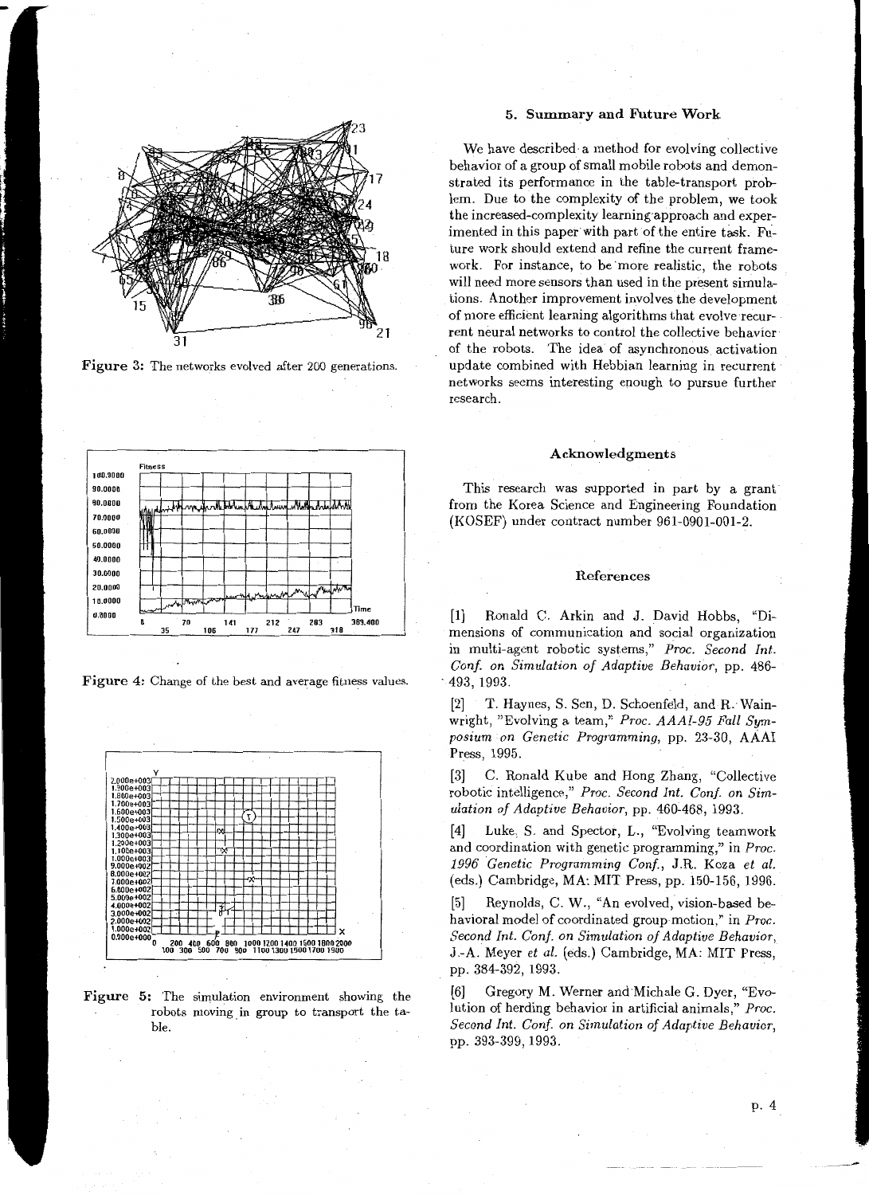Figure 3: The networks evolved after 200 generations.

Figure 4: Change of the best and average fitness values.

Figure 5: The simulation environment showing the robots moving in group to transport the table.

### 5. Summary and Future Work

We have described a method for evolving collective behavior of a group of small mobile robots and demonstrated its performance in the table-transport problem. Due to the complexity of the problem, we took the increased-complexity learning approach and experimented in this paper with part of the entire task. Future work should extend and refine the current framework. For instance, to be more realistic, the robots will need more sensors than used in the present simulations. Another improvement involves the development of more efficient learning algorithms that evolve recurrent neural networks to control the collective behavior of the robots. The idea of asynchronous activation update combined with Hebbian learning in recurrent networks seems interesting enough to pursue further research.

### Acknowledgments

This research was supported in part by a grant from the Korea Science and Engineering Foundation (KOSEF) under contract number 961-0901-001-2.

### References

[1] Ronald C. Arkin and J. David Hobbs, "Dimensions of communication and social organization in multi-agent robotic systems," *Proc. Second Int. Conf. on Simulation of Adaptive Behavior*, pp. 486-493, 1993.

[2] T. Haynes, S. Sen, D. Schoenfeld, and R. Wainwright, "Evolving a team," *Proc. AAAI-95 Fall Symposium on Genetic Programming*, pp. 23-30, AAAI Press, 1995.

[3] C. Ronald Kube and Hong Zhang, "Collective robotic intelligence," *Proc. Second Int. Conf. on Simulation of Adaptive Behavior*, pp. 460-468, 1993.

[4] Luke, S. and Spector, L., "Evolving teamwork and coordination with genetic programming," in *Proc. 1996 Genetic Programming Conf.*, J.R. Koza *et al.* (eds.) Cambridge, MA: MIT Press, pp. 150-156, 1996.

[5] Reynolds, C. W., "An evolved, vision-based behavioral model of coordinated group motion," in *Proc. Second Int. Conf. on Simulation of Adaptive Behavior*, J.-A. Meyer *et al.* (eds.) Cambridge, MA: MIT Press, pp. 384-392, 1993.

[6] Gregory M. Werner and Michale G. Dyer, "Evolution of herding behavior in artificial animals," *Proc. Second Int. Conf. on Simulation of Adaptive Behavior*, pp. 393-399, 1993.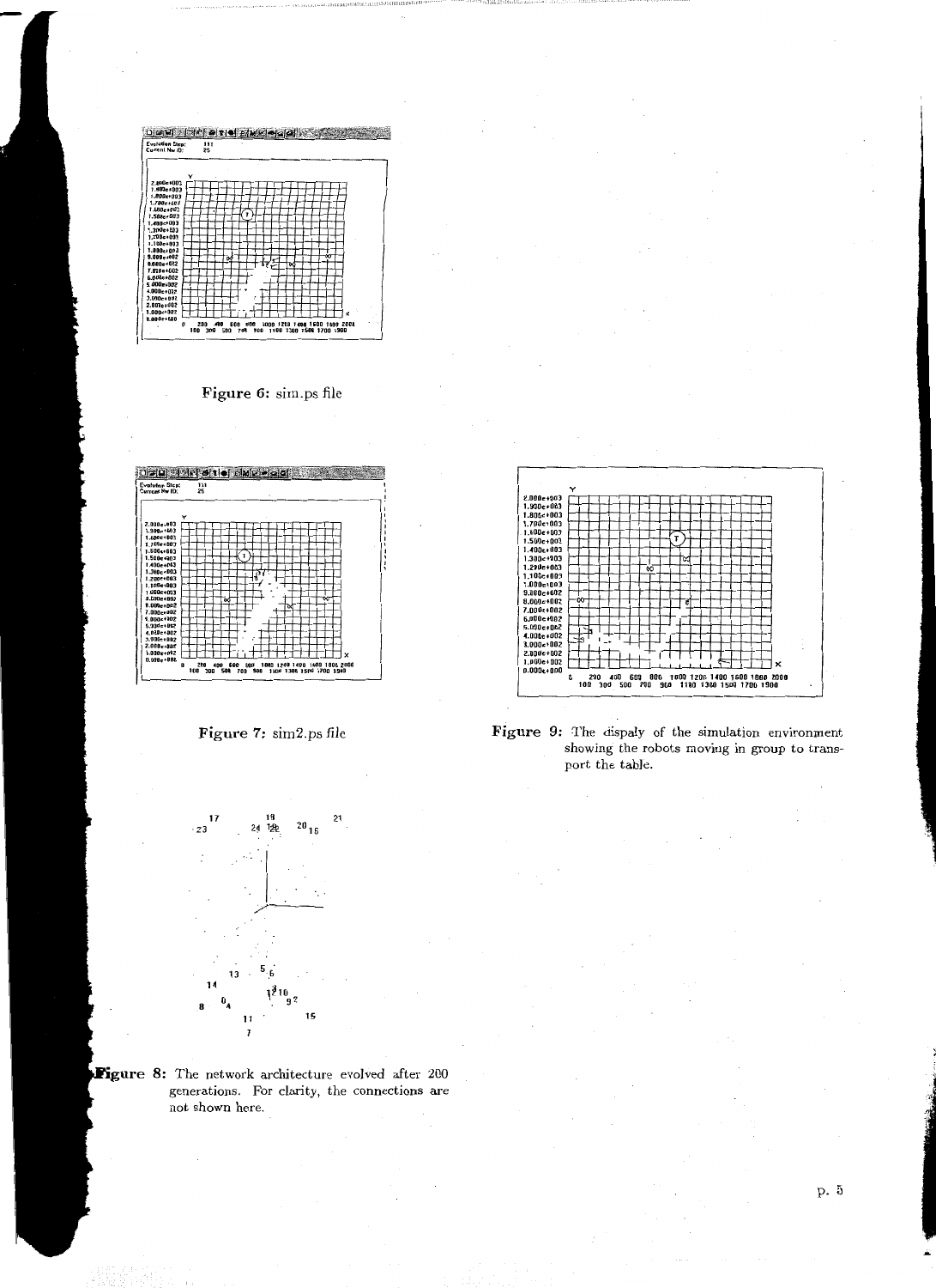Figure 6: sim.ps file

Figure 7: sim2.ps file

Figure 8: The network architecture evolved after 200 generations. For clarity, the connections are not shown here.

Figure 9: The dispaly of the simulation environment showing the robots moving in group to transport the table.